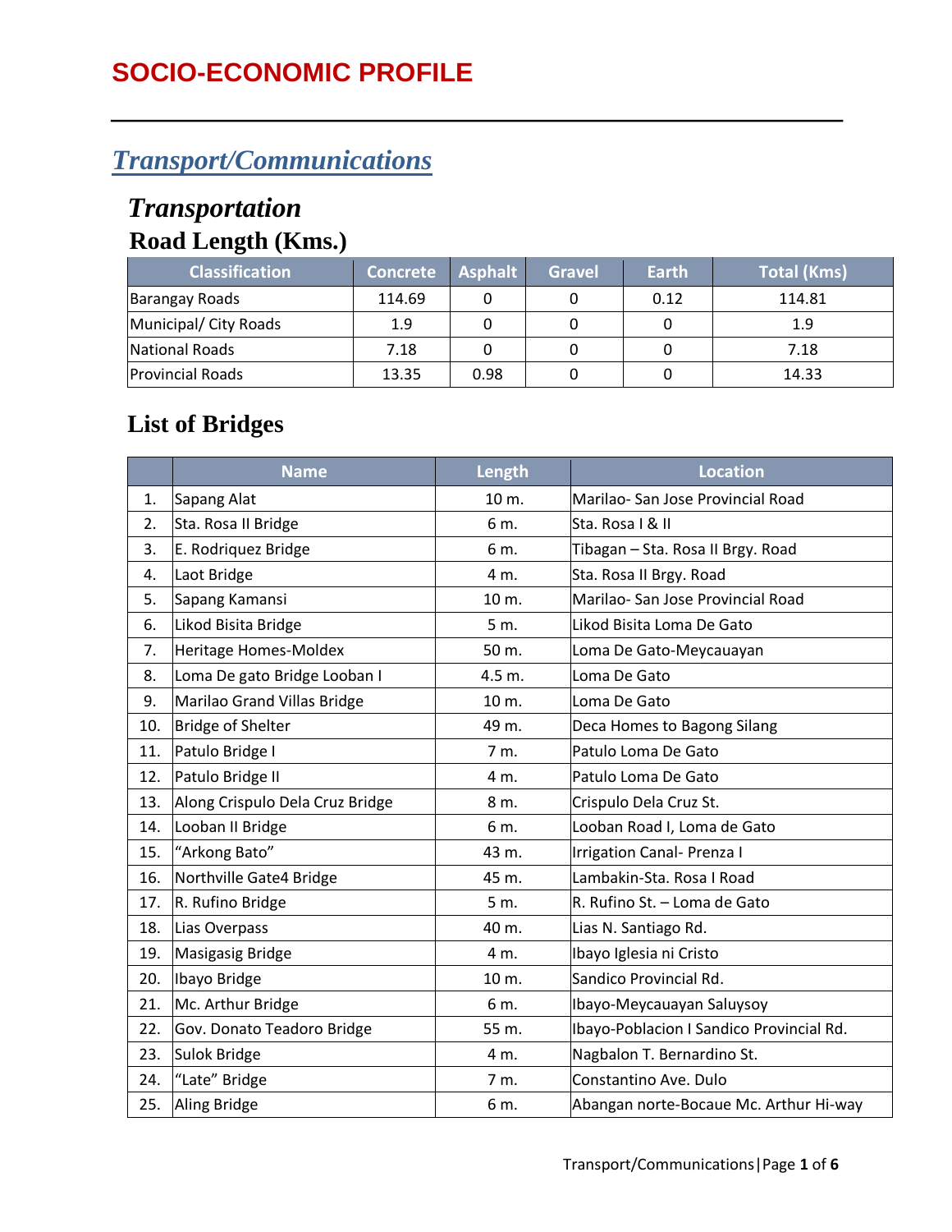# SOCIO-ECONOMIC PROFILE

## *Transport/Communications*

### *Transportation*

### Road Length (Kms.)

| Classification | Concrete | Asphalt | Gravel | Earth | Total (Kms) |
|---|---|---|---|---|---|
| Barangay Roads | 114.69 | 0 | 0 | 0.12 | 114.81 |
| Municipal/ City Roads | 1.9 | 0 | 0 | 0 | 1.9 |
| National Roads | 7.18 | 0 | 0 | 0 | 7.18 |
| Provincial Roads | 13.35 | 0.98 | 0 | 0 | 14.33 |

### List of Bridges

| | Name | Length | Location |
|---|---|---|---|
| 1. | Sapang Alat | 10 m. | Marilao- San Jose Provincial Road |
| 2. | Sta. Rosa II Bridge | 6 m. | Sta. Rosa I & II |
| 3. | E. Rodriquez Bridge | 6 m. | Tibagan – Sta. Rosa II Brgy. Road |
| 4. | Laot Bridge | 4 m. | Sta. Rosa II Brgy. Road |
| 5. | Sapang Kamansi | 10 m. | Marilao- San Jose Provincial Road |
| 6. | Likod Bisita Bridge | 5 m. | Likod Bisita Loma De Gato |
| 7. | Heritage Homes-Moldex | 50 m. | Loma De Gato-Meycauayan |
| 8. | Loma De gato Bridge Looban I | 4.5 m. | Loma De Gato |
| 9. | Marilao Grand Villas Bridge | 10 m. | Loma De Gato |
| 10. | Bridge of Shelter | 49 m. | Deca Homes to Bagong Silang |
| 11. | Patulo Bridge I | 7 m. | Patulo Loma De Gato |
| 12. | Patulo Bridge II | 4 m. | Patulo Loma De Gato |
| 13. | Along Crispulo Dela Cruz Bridge | 8 m. | Crispulo Dela Cruz St. |
| 14. | Looban II Bridge | 6 m. | Looban Road I, Loma de Gato |
| 15. | "Arkong Bato" | 43 m. | Irrigation Canal- Prenza I |
| 16. | Northville Gate4 Bridge | 45 m. | Lambakin-Sta. Rosa I Road |
| 17. | R. Rufino Bridge | 5 m. | R. Rufino St. – Loma de Gato |
| 18. | Lias Overpass | 40 m. | Lias N. Santiago Rd. |
| 19. | Masigasig Bridge | 4 m. | Ibayo Iglesia ni Cristo |
| 20. | Ibayo Bridge | 10 m. | Sandico Provincial Rd. |
| 21. | Mc. Arthur Bridge | 6 m. | Ibayo-Meycauayan Saluysoy |
| 22. | Gov. Donato Teadoro Bridge | 55 m. | Ibayo-Poblacion I Sandico Provincial Rd. |
| 23. | Sulok Bridge | 4 m. | Nagbalon T. Bernardino St. |
| 24. | "Late" Bridge | 7 m. | Constantino Ave. Dulo |
| 25. | Aling Bridge | 6 m. | Abangan norte-Bocaue Mc. Arthur Hi-way |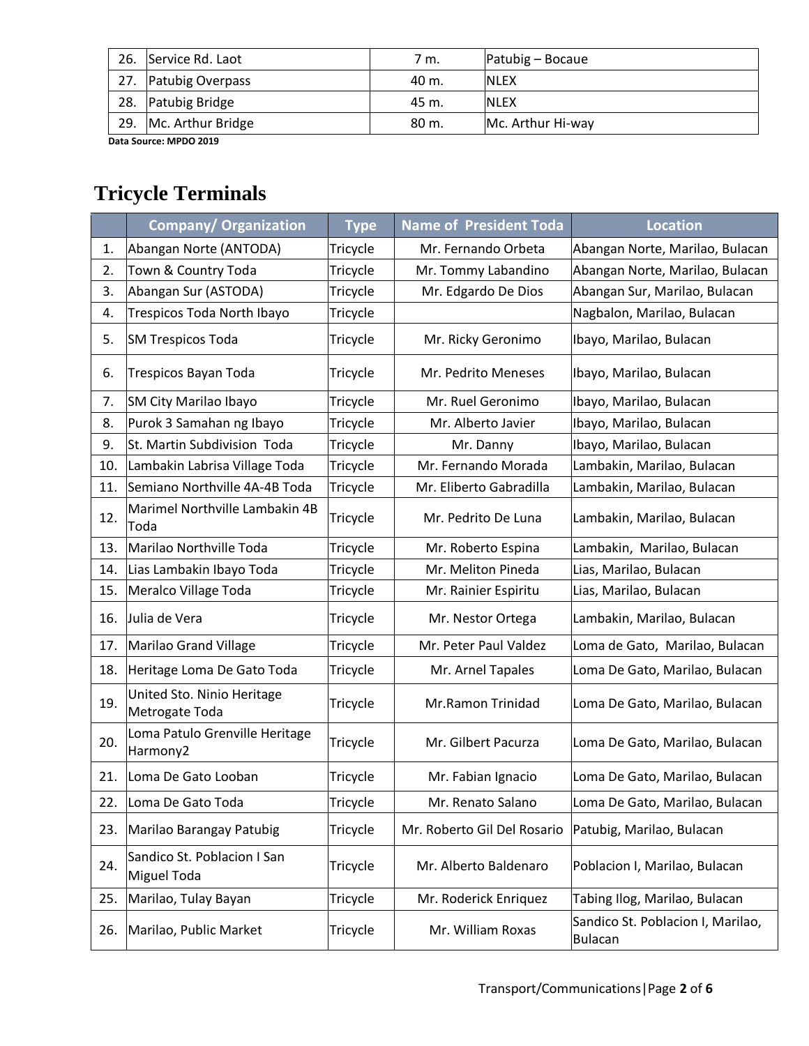| | | | |
|---|---|---|---|
| 26. | Service Rd. Laot | 7 m. | Patubig – Bocaue |
| 27. | Patubig Overpass | 40 m. | NLEX |
| 28. | Patubig Bridge | 45 m. | NLEX |
| 29. | Mc. Arthur Bridge | 80 m. | Mc. Arthur Hi-way |

**Data Source: MPDO 2019**

## Tricycle Terminals

| | Company/ Organization | Type | Name of President Toda | Location |
|---|---|---|---|---|
| 1. | Abangan Norte (ANTODA) | Tricycle | Mr. Fernando Orbeta | Abangan Norte, Marilao, Bulacan |
| 2. | Town & Country Toda | Tricycle | Mr. Tommy Labandino | Abangan Norte, Marilao, Bulacan |
| 3. | Abangan Sur (ASTODA) | Tricycle | Mr. Edgardo De Dios | Abangan Sur, Marilao, Bulacan |
| 4. | Trespicos Toda North Ibayo | Tricycle | | Nagbalon, Marilao, Bulacan |
| 5. | SM Trespicos Toda | Tricycle | Mr. Ricky Geronimo | Ibayo, Marilao, Bulacan |
| 6. | Trespicos Bayan Toda | Tricycle | Mr. Pedrito Meneses | Ibayo, Marilao, Bulacan |
| 7. | SM City Marilao Ibayo | Tricycle | Mr. Ruel Geronimo | Ibayo, Marilao, Bulacan |
| 8. | Purok 3 Samahan ng Ibayo | Tricycle | Mr. Alberto Javier | Ibayo, Marilao, Bulacan |
| 9. | St. Martin Subdivision Toda | Tricycle | Mr. Danny | Ibayo, Marilao, Bulacan |
| 10. | Lambakin Labrisa Village Toda | Tricycle | Mr. Fernando Morada | Lambakin, Marilao, Bulacan |
| 11. | Semiano Northville 4A-4B Toda | Tricycle | Mr. Eliberto Gabradilla | Lambakin, Marilao, Bulacan |
| 12. | Marimel Northville Lambakin 4B Toda | Tricycle | Mr. Pedrito De Luna | Lambakin, Marilao, Bulacan |
| 13. | Marilao Northville Toda | Tricycle | Mr. Roberto Espina | Lambakin, Marilao, Bulacan |
| 14. | Lias Lambakin Ibayo Toda | Tricycle | Mr. Meliton Pineda | Lias, Marilao, Bulacan |
| 15. | Meralco Village Toda | Tricycle | Mr. Rainier Espiritu | Lias, Marilao, Bulacan |
| 16. | Julia de Vera | Tricycle | Mr. Nestor Ortega | Lambakin, Marilao, Bulacan |
| 17. | Marilao Grand Village | Tricycle | Mr. Peter Paul Valdez | Loma de Gato, Marilao, Bulacan |
| 18. | Heritage Loma De Gato Toda | Tricycle | Mr. Arnel Tapales | Loma De Gato, Marilao, Bulacan |
| 19. | United Sto. Ninio Heritage Metrogate Toda | Tricycle | Mr.Ramon Trinidad | Loma De Gato, Marilao, Bulacan |
| 20. | Loma Patulo Grenville Heritage Harmony2 | Tricycle | Mr. Gilbert Pacurza | Loma De Gato, Marilao, Bulacan |
| 21. | Loma De Gato Looban | Tricycle | Mr. Fabian Ignacio | Loma De Gato, Marilao, Bulacan |
| 22. | Loma De Gato Toda | Tricycle | Mr. Renato Salano | Loma De Gato, Marilao, Bulacan |
| 23. | Marilao Barangay Patubig | Tricycle | Mr. Roberto Gil Del Rosario | Patubig, Marilao, Bulacan |
| 24. | Sandico St. Poblacion I San Miguel Toda | Tricycle | Mr. Alberto Baldenaro | Poblacion I, Marilao, Bulacan |
| 25. | Marilao, Tulay Bayan | Tricycle | Mr. Roderick Enriquez | Tabing Ilog, Marilao, Bulacan |
| 26. | Marilao, Public Market | Tricycle | Mr. William Roxas | Sandico St. Poblacion I, Marilao, Bulacan |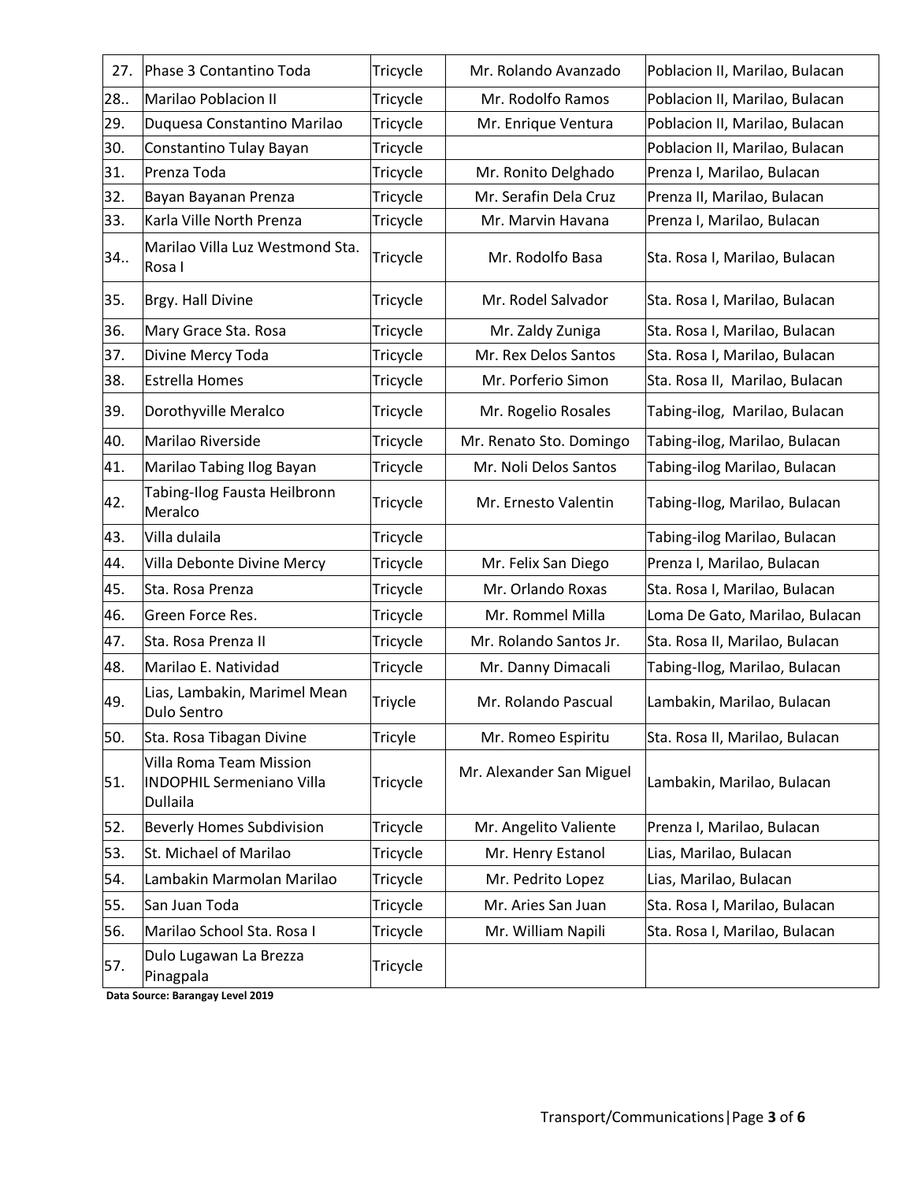| 27. | Phase 3 Contantino Toda | Tricycle | Mr. Rolando Avanzado | Poblacion II, Marilao, Bulacan |
|---|---|---|---|---|
| 28.. | Marilao Poblacion II | Tricycle | Mr. Rodolfo Ramos | Poblacion II, Marilao, Bulacan |
| 29. | Duquesa Constantino Marilao | Tricycle | Mr. Enrique Ventura | Poblacion II, Marilao, Bulacan |
| 30. | Constantino Tulay Bayan | Tricycle | | Poblacion II, Marilao, Bulacan |
| 31. | Prenza Toda | Tricycle | Mr. Ronito Delghado | Prenza I, Marilao, Bulacan |
| 32. | Bayan Bayanan Prenza | Tricycle | Mr. Serafin Dela Cruz | Prenza II, Marilao, Bulacan |
| 33. | Karla Ville North Prenza | Tricycle | Mr. Marvin Havana | Prenza I, Marilao, Bulacan |
| 34.. | Marilao Villa Luz Westmond Sta. Rosa I | Tricycle | Mr. Rodolfo Basa | Sta. Rosa I, Marilao, Bulacan |
| 35. | Brgy. Hall Divine | Tricycle | Mr. Rodel Salvador | Sta. Rosa I, Marilao, Bulacan |
| 36. | Mary Grace Sta. Rosa | Tricycle | Mr. Zaldy Zuniga | Sta. Rosa I, Marilao, Bulacan |
| 37. | Divine Mercy Toda | Tricycle | Mr. Rex Delos Santos | Sta. Rosa I, Marilao, Bulacan |
| 38. | Estrella Homes | Tricycle | Mr. Porferio Simon | Sta. Rosa II, Marilao, Bulacan |
| 39. | Dorothyville Meralco | Tricycle | Mr. Rogelio Rosales | Tabing-ilog, Marilao, Bulacan |
| 40. | Marilao Riverside | Tricycle | Mr. Renato Sto. Domingo | Tabing-ilog, Marilao, Bulacan |
| 41. | Marilao Tabing Ilog Bayan | Tricycle | Mr. Noli Delos Santos | Tabing-ilog Marilao, Bulacan |
| 42. | Tabing-Ilog Fausta Heilbronn Meralco | Tricycle | Mr. Ernesto Valentin | Tabing-Ilog, Marilao, Bulacan |
| 43. | Villa dulaila | Tricycle | | Tabing-ilog Marilao, Bulacan |
| 44. | Villa Debonte Divine Mercy | Tricycle | Mr. Felix San Diego | Prenza I, Marilao, Bulacan |
| 45. | Sta. Rosa Prenza | Tricycle | Mr. Orlando Roxas | Sta. Rosa I, Marilao, Bulacan |
| 46. | Green Force Res. | Tricycle | Mr. Rommel Milla | Loma De Gato, Marilao, Bulacan |
| 47. | Sta. Rosa Prenza II | Tricycle | Mr. Rolando Santos Jr. | Sta. Rosa II, Marilao, Bulacan |
| 48. | Marilao E. Natividad | Tricycle | Mr. Danny Dimacali | Tabing-Ilog, Marilao, Bulacan |
| 49. | Lias, Lambakin, Marimel Mean Dulo Sentro | Triycle | Mr. Rolando Pascual | Lambakin, Marilao, Bulacan |
| 50. | Sta. Rosa Tibagan Divine | Tricyle | Mr. Romeo Espiritu | Sta. Rosa II, Marilao, Bulacan |
| 51. | Villa Roma Team Mission INDOPHIL Sermeniano Villa Dullaila | Tricycle | Mr. Alexander San Miguel | Lambakin, Marilao, Bulacan |
| 52. | Beverly Homes Subdivision | Tricycle | Mr. Angelito Valiente | Prenza I, Marilao, Bulacan |
| 53. | St. Michael of Marilao | Tricycle | Mr. Henry Estanol | Lias, Marilao, Bulacan |
| 54. | Lambakin Marmolan Marilao | Tricycle | Mr. Pedrito Lopez | Lias, Marilao, Bulacan |
| 55. | San Juan Toda | Tricycle | Mr. Aries San Juan | Sta. Rosa I, Marilao, Bulacan |
| 56. | Marilao School Sta. Rosa I | Tricycle | Mr. William Napili | Sta. Rosa I, Marilao, Bulacan |
| 57. | Dulo Lugawan La Brezza Pinagpala | Tricycle | | |

**Data Source: Barangay Level 2019**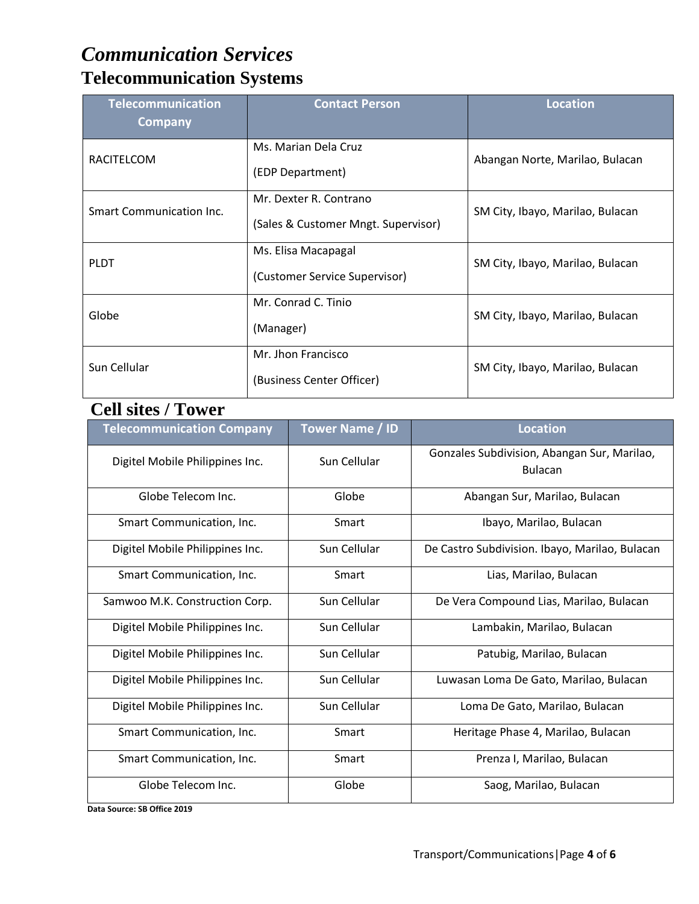# *Communication Services*

## Telecommunication Systems

| Telecommunication Company | Contact Person | Location |
|---|---|---|
| RACITELCOM | Ms. Marian Dela Cruz (EDP Department) | Abangan Norte, Marilao, Bulacan |
| Smart Communication Inc. | Mr. Dexter R. Contrano (Sales & Customer Mngt. Supervisor) | SM City, Ibayo, Marilao, Bulacan |
| PLDT | Ms. Elisa Macapagal (Customer Service Supervisor) | SM City, Ibayo, Marilao, Bulacan |
| Globe | Mr. Conrad C. Tinio (Manager) | SM City, Ibayo, Marilao, Bulacan |
| Sun Cellular | Mr. Jhon Francisco (Business Center Officer) | SM City, Ibayo, Marilao, Bulacan |

## Cell sites / Tower

| Telecommunication Company | Tower Name / ID | Location |
|---|---|---|
| Digitel Mobile Philippines Inc. | Sun Cellular | Gonzales Subdivision, Abangan Sur, Marilao, Bulacan |
| Globe Telecom Inc. | Globe | Abangan Sur, Marilao, Bulacan |
| Smart Communication, Inc. | Smart | Ibayo, Marilao, Bulacan |
| Digitel Mobile Philippines Inc. | Sun Cellular | De Castro Subdivision. Ibayo, Marilao, Bulacan |
| Smart Communication, Inc. | Smart | Lias, Marilao, Bulacan |
| Samwoo M.K. Construction Corp. | Sun Cellular | De Vera Compound Lias, Marilao, Bulacan |
| Digitel Mobile Philippines Inc. | Sun Cellular | Lambakin, Marilao, Bulacan |
| Digitel Mobile Philippines Inc. | Sun Cellular | Patubig, Marilao, Bulacan |
| Digitel Mobile Philippines Inc. | Sun Cellular | Luwasan Loma De Gato, Marilao, Bulacan |
| Digitel Mobile Philippines Inc. | Sun Cellular | Loma De Gato, Marilao, Bulacan |
| Smart Communication, Inc. | Smart | Heritage Phase 4, Marilao, Bulacan |
| Smart Communication, Inc. | Smart | Prenza I, Marilao, Bulacan |
| Globe Telecom Inc. | Globe | Saog, Marilao, Bulacan |

**Data Source: SB Office 2019**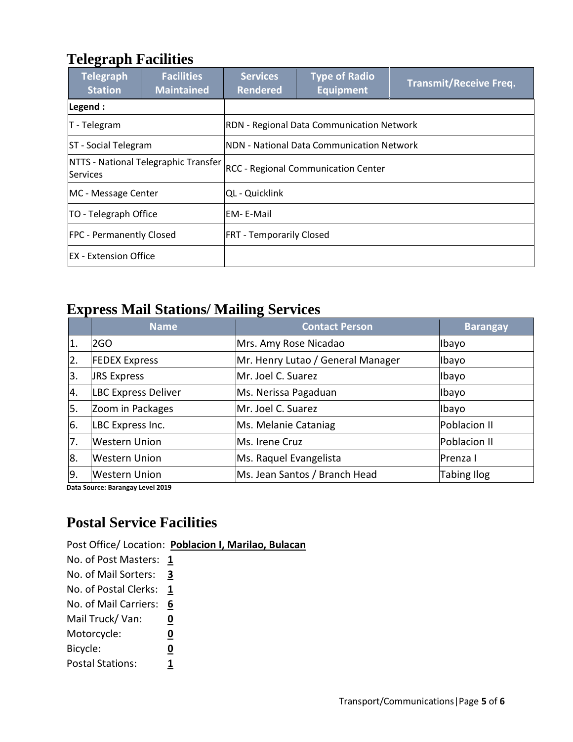## Telegraph Facilities

| Telegraph Station | Facilities Maintained | Services Rendered | Type of Radio Equipment | Transmit/Receive Freq. |
|---|---|---|---|---|
| **Legend :** | | | | |
| T - Telegram | | RDN - Regional Data Communication Network | | |
| ST - Social Telegram | | NDN - National Data Communication Network | | |
| NTTS - National Telegraphic Transfer Services | | RCC - Regional Communication Center | | |
| MC - Message Center | | QL - Quicklink | | |
| TO - Telegraph Office | | EM- E-Mail | | |
| FPC - Permanently Closed | | FRT - Temporarily Closed | | |
| EX - Extension Office | | | | |

## Express Mail Stations/ Mailing Services

| | Name | Contact Person | Barangay |
|---|---|---|---|
| 1. | 2GO | Mrs. Amy Rose Nicadao | Ibayo |
| 2. | FEDEX Express | Mr. Henry Lutao / General Manager | Ibayo |
| 3. | JRS Express | Mr. Joel C. Suarez | Ibayo |
| 4. | LBC Express Deliver | Ms. Nerissa Pagaduan | Ibayo |
| 5. | Zoom in Packages | Mr. Joel C. Suarez | Ibayo |
| 6. | LBC Express Inc. | Ms. Melanie Cataniag | Poblacion II |
| 7. | Western Union | Ms. Irene Cruz | Poblacion II |
| 8. | Western Union | Ms. Raquel Evangelista | Prenza I |
| 9. | Western Union | Ms. Jean Santos / Branch Head | Tabing Ilog |

**Data Source: Barangay Level 2019**

## Postal Service Facilities

Post Office/ Location: **Poblacion I, Marilao, Bulacan**

No. of Post Masters: **1**

No. of Mail Sorters: **3**

No. of Postal Clerks: **1**

No. of Mail Carriers: **6**

Mail Truck/ Van: **0**

Motorcycle: **0**

Bicycle: **0**

Postal Stations: **1**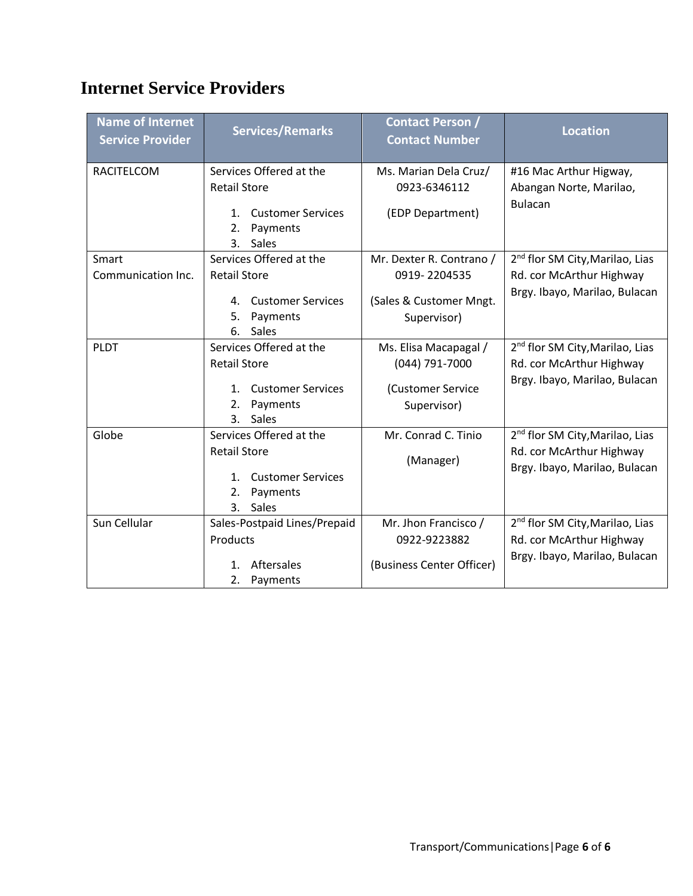# Internet Service Providers

| Name of Internet Service Provider | Services/Remarks | Contact Person / Contact Number | Location |
|---|---|---|---|
| RACITELCOM | Services Offered at the Retail Store<br>1. Customer Services<br>2. Payments<br>3. Sales | Ms. Marian Dela Cruz/ 0923-6346112<br>(EDP Department) | #16 Mac Arthur Higway, Abangan Norte, Marilao, Bulacan |
| Smart Communication Inc. | Services Offered at the Retail Store<br>4. Customer Services<br>5. Payments<br>6. Sales | Mr. Dexter R. Contrano / 0919- 2204535<br>(Sales & Customer Mngt. Supervisor) | 2nd flor SM City,Marilao, Lias Rd. cor McArthur Highway Brgy. Ibayo, Marilao, Bulacan |
| PLDT | Services Offered at the Retail Store<br>1. Customer Services<br>2. Payments<br>3. Sales | Ms. Elisa Macapagal / (044) 791-7000<br>(Customer Service Supervisor) | 2nd flor SM City,Marilao, Lias Rd. cor McArthur Highway Brgy. Ibayo, Marilao, Bulacan |
| Globe | Services Offered at the Retail Store<br>1. Customer Services<br>2. Payments<br>3. Sales | Mr. Conrad C. Tinio<br>(Manager) | 2nd flor SM City,Marilao, Lias Rd. cor McArthur Highway Brgy. Ibayo, Marilao, Bulacan |
| Sun Cellular | Sales-Postpaid Lines/Prepaid Products<br>1. Aftersales<br>2. Payments | Mr. Jhon Francisco / 0922-9223882<br>(Business Center Officer) | 2nd flor SM City,Marilao, Lias Rd. cor McArthur Highway Brgy. Ibayo, Marilao, Bulacan |